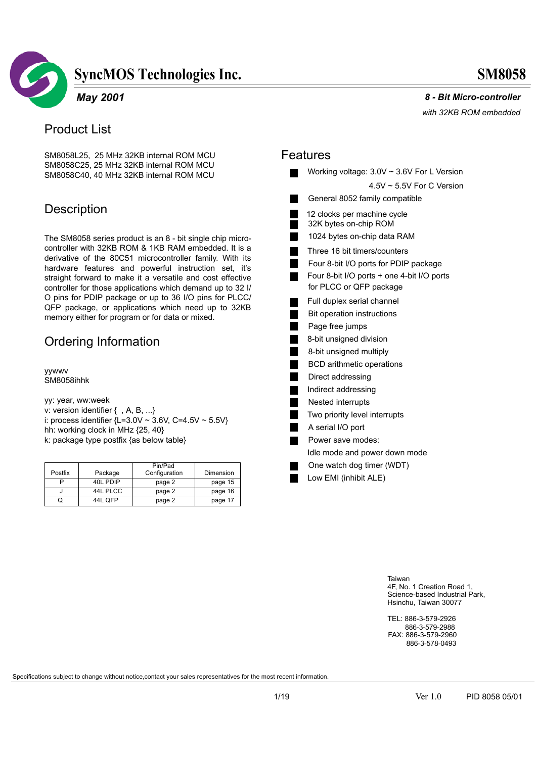# SyncMOS Technologies Inc. — SM8058

*May 2001*

***8 - Bit Micro-controller***

*with 32KB ROM embedded*

## Product List

SM8058L25, 25 MHz 32KB internal ROM MCU
SM8058C25, 25 MHz 32KB internal ROM MCU
SM8058C40, 40 MHz 32KB internal ROM MCU

## Description

The SM8058 series product is an 8 - bit single chip micro-controller with 32KB ROM & 1KB RAM embedded. It is a derivative of the 80C51 microcontroller family. With its hardware features and powerful instruction set, it's straight forward to make it a versatile and cost effective controller for those applications which demand up to 32 I/O pins for PDIP package or up to 36 I/O pins for PLCC/ QFP package, or applications which need up to 32KB memory either for program or for data or mixed.

## Ordering Information

yywwv
SM8058ihhk

yy: year, ww:week
v: version identifier { , A, B, ...}
i: process identifier {L=3.0V ~ 3.6V, C=4.5V ~ 5.5V}
hh: working clock in MHz {25, 40}
k: package type postfix {as below table}

| Postfix | Package | Pin/Pad Configuration | Dimension |
|---|---|---|---|
| P | 40L PDIP | page 2 | page 15 |
| J | 44L PLCC | page 2 | page 16 |
| Q | 44L QFP | page 2 | page 17 |

## Features

- Working voltage: 3.0V ~ 3.6V For L Version
  4.5V ~ 5.5V For C Version
- General 8052 family compatible
- 12 clocks per machine cycle
- 32K bytes on-chip ROM
- 1024 bytes on-chip data RAM
- Three 16 bit timers/counters
- Four 8-bit I/O ports for PDIP package
- Four 8-bit I/O ports + one 4-bit I/O ports for PLCC or QFP package
- Full duplex serial channel
- Bit operation instructions
- Page free jumps
- 8-bit unsigned division
- 8-bit unsigned multiply
- BCD arithmetic operations
- Direct addressing
- Indirect addressing
- Nested interrupts
- Two priority level interrupts
- A serial I/O port
- Power save modes:
  Idle mode and power down mode
- One watch dog timer (WDT)
- Low EMI (inhibit ALE)

Taiwan
4F, No. 1 Creation Road 1,
Science-based Industrial Park,
Hsinchu, Taiwan 30077

TEL: 886-3-579-2926
886-3-579-2988
FAX: 886-3-579-2960
886-3-578-0493

Specifications subject to change without notice,contact your sales representatives for the most recent information.

Ver 1.0 PID 8058 05/01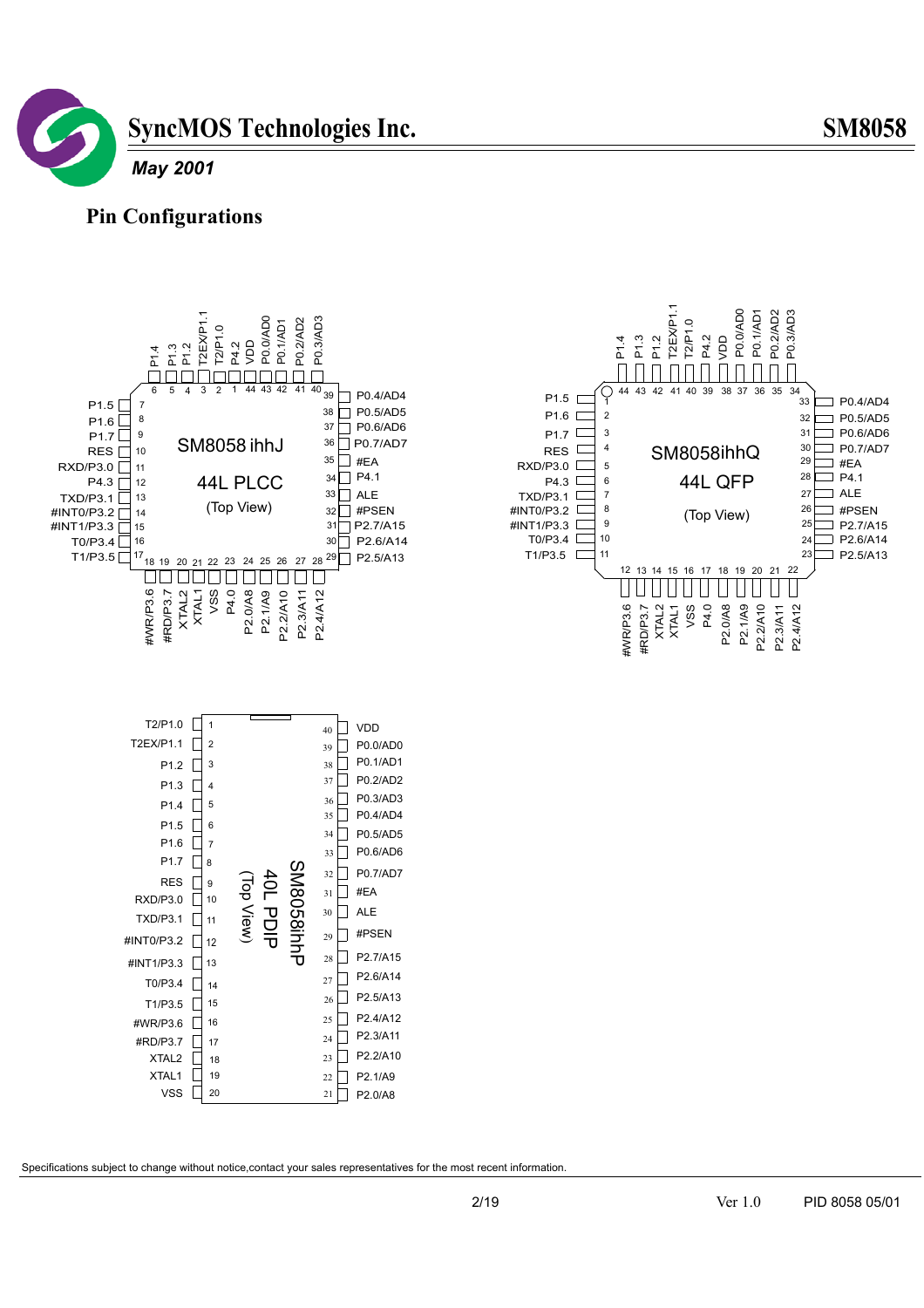## Pin Configurations

**SM8058 ihhJ — 44L PLCC (Top View)**

| Pin | Name | Pin | Name |
|---|---|---|---|
| 1 | T2/P1.0 | 23 | P2.1/A9 |
| 2 | T2EX/P1.1 | 24 | P2.2/A10 |
| 3 | P1.2 | 25 | P2.3/A11 |
| 4 | P1.3 | 26 | P2.4/A12 |
| 5 | P1.4 | 27 | P2.5/A13 |
| 6 | P4.2 | 28 | P2.6/A14 |
| 7 | P1.5 | 29 | P2.7/A15 |
| 8 | P1.6 | 30 | #PSEN |
| 9 | P1.7 | 31 | ALE |
| 10 | RES | 32 | P4.1 |
| 11 | RXD/P3.0 | 33 | #EA |
| 12 | P4.3 | 34 | P0.7/AD7 |
| 13 | TXD/P3.1 | 35 | P0.6/AD6 |
| 14 | #INT0/P3.2 | 36 | P0.5/AD5 |
| 15 | #INT1/P3.3 | 37 | P0.4/AD4 |
| 16 | T0/P3.4 | 38 | P0.3/AD3 |
| 17 | T1/P3.5 | 39 | P0.2/AD2 |
| 18 | #WR/P3.6 | 40 | P0.1/AD1 |
| 19 | #RD/P3.7 | 41 | P0.0/AD0 |
| 20 | XTAL2 | 42 | VDD |
| 21 | XTAL1 | 43 | P4.2 |
| 22 | VSS / P4.0 / P2.0/A8 | 44 | |

**SM8058ihhQ — 44L QFP (Top View)**

| Pin | Name | Pin | Name |
|---|---|---|---|
| 1 | P1.5 | 23 | P2.5/A13 |
| 2 | P1.6 | 24 | P2.6/A14 |
| 3 | P1.7 | 25 | P2.7/A15 |
| 4 | RES | 26 | #PSEN |
| 5 | RXD/P3.0 | 27 | ALE |
| 6 | P4.3 | 28 | P4.1 |
| 7 | TXD/P3.1 | 29 | #EA |
| 8 | #INT0/P3.2 | 30 | P0.7/AD7 |
| 9 | #INT1/P3.3 | 31 | P0.6/AD6 |
| 10 | T0/P3.4 | 32 | P0.5/AD5 |
| 11 | T1/P3.5 | 33 | P0.4/AD4 |
| 12 | #WR/P3.6 | 34 | P0.3/AD3 |
| 13 | #RD/P3.7 | 35 | P0.2/AD2 |
| 14 | XTAL2 | 36 | P0.1/AD1 |
| 15 | XTAL1 | 37 | P0.0/AD0 |
| 16 | VSS | 38 | VDD |
| 17 | P4.0 | 39 | P4.2 |
| 18 | P2.0/A8 | 40 | T2/P1.0 |
| 19 | P2.1/A9 | 41 | T2EX/P1.1 |
| 20 | P2.2/A10 | 42 | P1.2 |
| 21 | P2.3/A11 | 43 | P1.3 |
| 22 | P2.4/A12 | 44 | P1.4 |

**SM8058ihhP — 40L PDIP (Top View)**

| Pin | Name | Pin | Name |
|---|---|---|---|
| 1 | T2/P1.0 | 40 | VDD |
| 2 | T2EX/P1.1 | 39 | P0.0/AD0 |
| 3 | P1.2 | 38 | P0.1/AD1 |
| 4 | P1.3 | 37 | P0.2/AD2 |
| 5 | P1.4 | 36 | P0.3/AD3 |
| 6 | P1.5 | 35 | P0.4/AD4 |
| 7 | P1.6 | 34 | P0.5/AD5 |
| 8 | P1.7 | 33 | P0.6/AD6 |
| 9 | RES | 32 | P0.7/AD7 |
| 10 | RXD/P3.0 | 31 | #EA |
| 11 | TXD/P3.1 | 30 | ALE |
| 12 | #INT0/P3.2 | 29 | #PSEN |
| 13 | #INT1/P3.3 | 28 | P2.7/A15 |
| 14 | T0/P3.4 | 27 | P2.6/A14 |
| 15 | T1/P3.5 | 26 | P2.5/A13 |
| 16 | #WR/P3.6 | 25 | P2.4/A12 |
| 17 | #RD/P3.7 | 24 | P2.3/A11 |
| 18 | XTAL2 | 23 | P2.2/A10 |
| 19 | XTAL1 | 22 | P2.1/A9 |
| 20 | VSS | 21 | P2.0/A8 |

Specifications subject to change without notice,contact your sales representatives for the most recent information.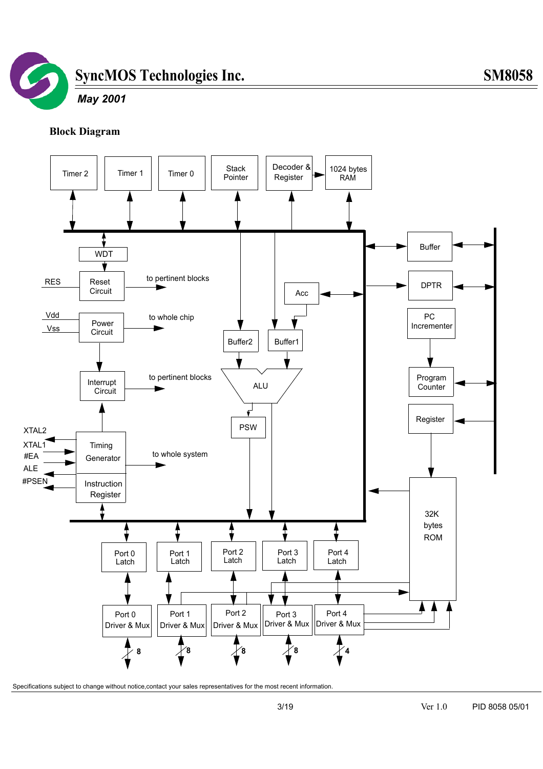## Block Diagram

Timer 2 | Timer 1 | Timer 0 | Stack Pointer | Decoder & Register | 1024 bytes RAM

WDT

RES — Reset Circuit — to pertinent blocks

Vdd, Vss — Power Circuit — to whole chip

Interrupt Circuit — to pertinent blocks

XTAL2, XTAL1, #EA, ALE, #PSEN — Timing Generator — to whole system

Instruction Register

Acc

Buffer2 | Buffer1

ALU

PSW

Buffer

DPTR

PC Incrementer

Program Counter

Register

32K bytes ROM

Port 0 Latch | Port 1 Latch | Port 2 Latch | Port 3 Latch | Port 4 Latch

Port 0 Driver & Mux | Port 1 Driver & Mux | Port 2 Driver & Mux | Port 3 Driver & Mux | Port 4 Driver & Mux

8 | 8 | 8 | 8 | 4

Specifications subject to change without notice,contact your sales representatives for the most recent information.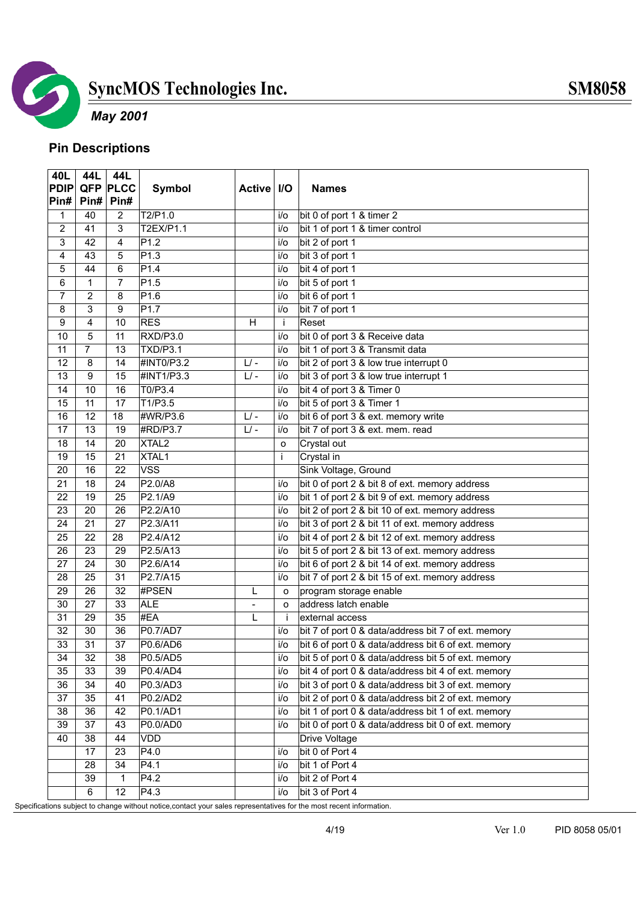## Pin Descriptions

| 40L PDIP Pin# | 44L QFP Pin# | 44L PLCC Pin# | Symbol | Active | I/O | Names |
|---|---|---|---|---|---|---|
| 1 | 40 | 2 | T2/P1.0 | | i/o | bit 0 of port 1 & timer 2 |
| 2 | 41 | 3 | T2EX/P1.1 | | i/o | bit 1 of port 1 & timer control |
| 3 | 42 | 4 | P1.2 | | i/o | bit 2 of port 1 |
| 4 | 43 | 5 | P1.3 | | i/o | bit 3 of port 1 |
| 5 | 44 | 6 | P1.4 | | i/o | bit 4 of port 1 |
| 6 | 1 | 7 | P1.5 | | i/o | bit 5 of port 1 |
| 7 | 2 | 8 | P1.6 | | i/o | bit 6 of port 1 |
| 8 | 3 | 9 | P1.7 | | i/o | bit 7 of port 1 |
| 9 | 4 | 10 | RES | H | i | Reset |
| 10 | 5 | 11 | RXD/P3.0 | | i/o | bit 0 of port 3 & Receive data |
| 11 | 7 | 13 | TXD/P3.1 | | i/o | bit 1 of port 3 & Transmit data |
| 12 | 8 | 14 | #INT0/P3.2 | L/ - | i/o | bit 2 of port 3 & low true interrupt 0 |
| 13 | 9 | 15 | #INT1/P3.3 | L/ - | i/o | bit 3 of port 3 & low true interrupt 1 |
| 14 | 10 | 16 | T0/P3.4 | | i/o | bit 4 of port 3 & Timer 0 |
| 15 | 11 | 17 | T1/P3.5 | | i/o | bit 5 of port 3 & Timer 1 |
| 16 | 12 | 18 | #WR/P3.6 | L/ - | i/o | bit 6 of port 3 & ext. memory write |
| 17 | 13 | 19 | #RD/P3.7 | L/ - | i/o | bit 7 of port 3 & ext. mem. read |
| 18 | 14 | 20 | XTAL2 | | o | Crystal out |
| 19 | 15 | 21 | XTAL1 | | i | Crystal in |
| 20 | 16 | 22 | VSS | | | Sink Voltage, Ground |
| 21 | 18 | 24 | P2.0/A8 | | i/o | bit 0 of port 2 & bit 8 of ext. memory address |
| 22 | 19 | 25 | P2.1/A9 | | i/o | bit 1 of port 2 & bit 9 of ext. memory address |
| 23 | 20 | 26 | P2.2/A10 | | i/o | bit 2 of port 2 & bit 10 of ext. memory address |
| 24 | 21 | 27 | P2.3/A11 | | i/o | bit 3 of port 2 & bit 11 of ext. memory address |
| 25 | 22 | 28 | P2.4/A12 | | i/o | bit 4 of port 2 & bit 12 of ext. memory address |
| 26 | 23 | 29 | P2.5/A13 | | i/o | bit 5 of port 2 & bit 13 of ext. memory address |
| 27 | 24 | 30 | P2.6/A14 | | i/o | bit 6 of port 2 & bit 14 of ext. memory address |
| 28 | 25 | 31 | P2.7/A15 | | i/o | bit 7 of port 2 & bit 15 of ext. memory address |
| 29 | 26 | 32 | #PSEN | L | o | program storage enable |
| 30 | 27 | 33 | ALE | - | o | address latch enable |
| 31 | 29 | 35 | #EA | L | i | external access |
| 32 | 30 | 36 | P0.7/AD7 | | i/o | bit 7 of port 0 & data/address bit 7 of ext. memory |
| 33 | 31 | 37 | P0.6/AD6 | | i/o | bit 6 of port 0 & data/address bit 6 of ext. memory |
| 34 | 32 | 38 | P0.5/AD5 | | i/o | bit 5 of port 0 & data/address bit 5 of ext. memory |
| 35 | 33 | 39 | P0.4/AD4 | | i/o | bit 4 of port 0 & data/address bit 4 of ext. memory |
| 36 | 34 | 40 | P0.3/AD3 | | i/o | bit 3 of port 0 & data/address bit 3 of ext. memory |
| 37 | 35 | 41 | P0.2/AD2 | | i/o | bit 2 of port 0 & data/address bit 2 of ext. memory |
| 38 | 36 | 42 | P0.1/AD1 | | i/o | bit 1 of port 0 & data/address bit 1 of ext. memory |
| 39 | 37 | 43 | P0.0/AD0 | | i/o | bit 0 of port 0 & data/address bit 0 of ext. memory |
| 40 | 38 | 44 | VDD | | | Drive Voltage |
| | 17 | 23 | P4.0 | | i/o | bit 0 of Port 4 |
| | 28 | 34 | P4.1 | | i/o | bit 1 of Port 4 |
| | 39 | 1 | P4.2 | | i/o | bit 2 of Port 4 |
| | 6 | 12 | P4.3 | | i/o | bit 3 of Port 4 |

Specifications subject to change without notice,contact your sales representatives for the most recent information.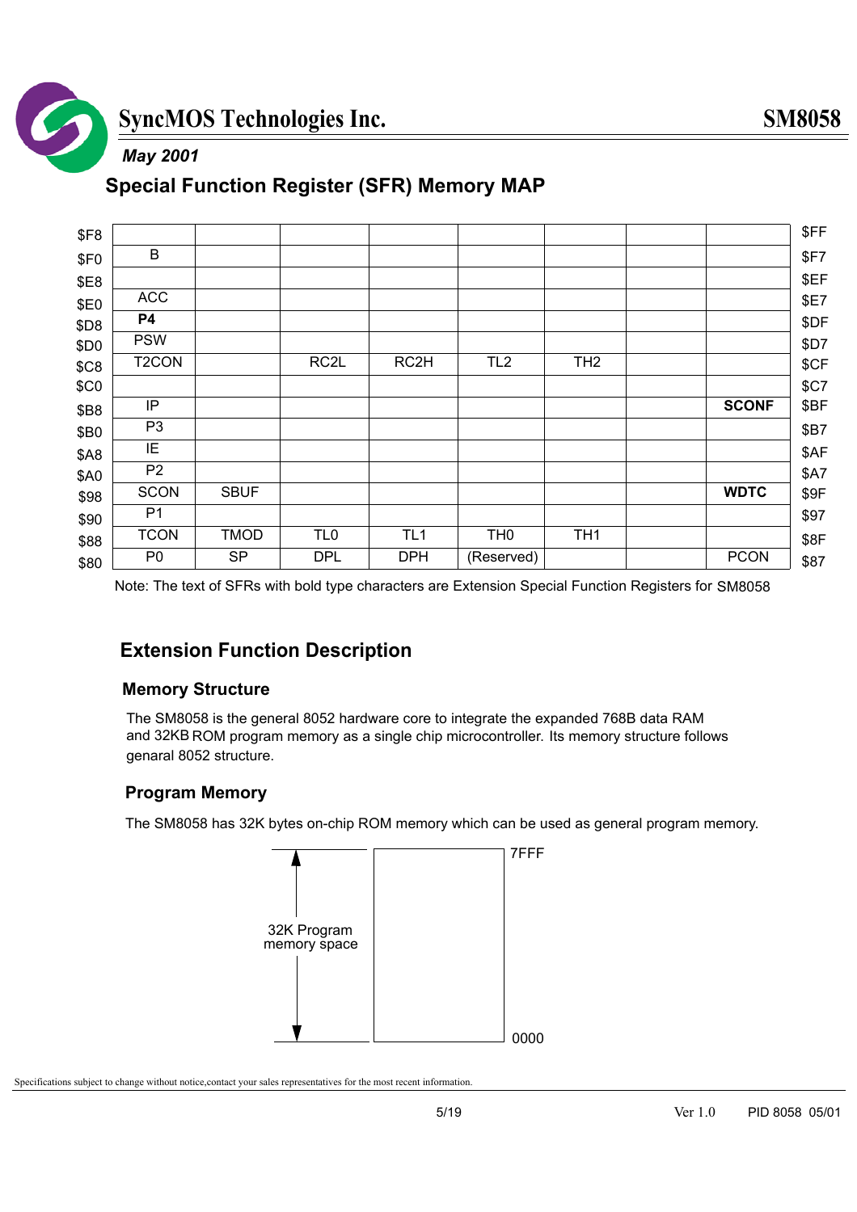**May 2001**

## Special Function Register (SFR) Memory MAP

|  |  |  |  |  |  |  |  |  |  |
|---|---|---|---|---|---|---|---|---|---|
| $F8 |  |  |  |  |  |  |  |  | $FF |
| $F0 | B |  |  |  |  |  |  |  | $F7 |
| $E8 |  |  |  |  |  |  |  |  | $EF |
| $E0 | ACC |  |  |  |  |  |  |  | $E7 |
| $D8 | **P4** |  |  |  |  |  |  |  | $DF |
| $D0 | PSW |  |  |  |  |  |  |  | $D7 |
| $C8 | T2CON |  | RC2L | RC2H | TL2 | TH2 |  |  | $CF |
| $C0 |  |  |  |  |  |  |  |  | $C7 |
| $B8 | IP |  |  |  |  |  |  | **SCONF** | $BF |
| $B0 | P3 |  |  |  |  |  |  |  | $B7 |
| $A8 | IE |  |  |  |  |  |  |  | $AF |
| $A0 | P2 |  |  |  |  |  |  |  | $A7 |
| $98 | SCON | SBUF |  |  |  |  |  | **WDTC** | $9F |
| $90 | P1 |  |  |  |  |  |  |  | $97 |
| $88 | TCON | TMOD | TL0 | TL1 | TH0 | TH1 |  |  | $8F |
| $80 | P0 | SP | DPL | DPH | (Reserved) |  |  | PCON | $87 |

Note: The text of SFRs with bold type characters are Extension Special Function Registers for SM8058

## Extension Function Description

### Memory Structure

The SM8058 is the general 8052 hardware core to integrate the expanded 768B data RAM and 32KB ROM program memory as a single chip microcontroller. Its memory structure follows genaral 8052 structure.

### Program Memory

The SM8058 has 32K bytes on-chip ROM memory which can be used as general program memory.

32K Program memory space: 0000 – 7FFF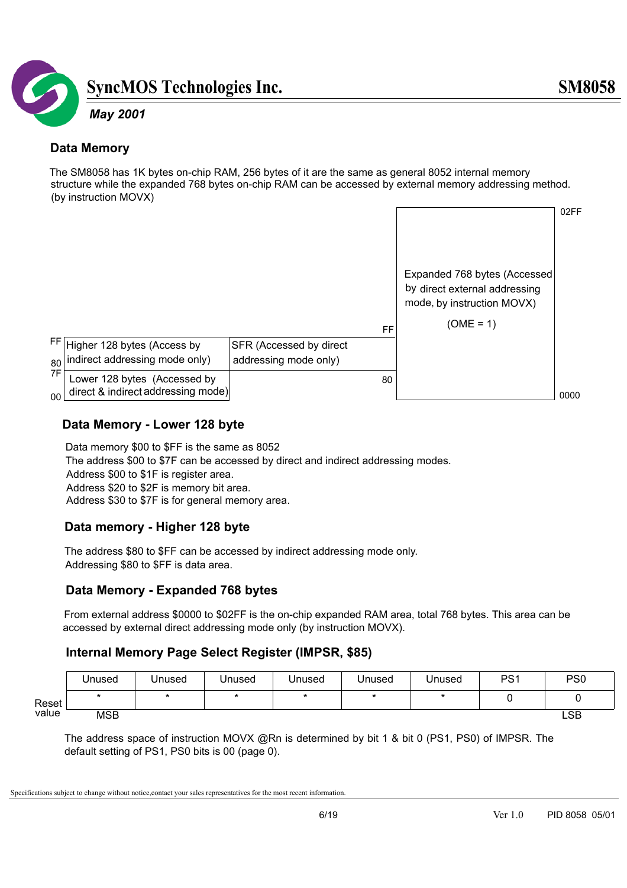## Data Memory

The SM8058 has 1K bytes on-chip RAM, 256 bytes of it are the same as general 8052 internal memory structure while the expanded 768 bytes on-chip RAM can be accessed by external memory addressing method. (by instruction MOVX)

| Address | Internal RAM | Address | SFR | Address | Expanded RAM | Address |
|---|---|---|---|---|---|---|
| FF – 80 | Higher 128 bytes (Access by indirect addressing mode only) | FF – 80 | SFR (Accessed by direct addressing mode only) | 02FF – 0000 | Expanded 768 bytes (Accessed by direct external addressing mode, by instruction MOVX) (OME = 1) | |
| 7F – 00 | Lower 128 bytes (Accessed by direct & indirect addressing mode) | | | | | |

### Data Memory - Lower 128 byte

Data memory $00 to $FF is the same as 8052
The address $00 to $7F can be accessed by direct and indirect addressing modes.
Address $00 to $1F is register area.
Address $20 to $2F is memory bit area.
Address $30 to $7F is for general memory area.

### Data memory - Higher 128 byte

The address $80 to $FF can be accessed by indirect addressing mode only.
Addressing $80 to $FF is data area.

### Data Memory - Expanded 768 bytes

From external address $0000 to $02FF is the on-chip expanded RAM area, total 768 bytes. This area can be accessed by external direct addressing mode only (by instruction MOVX).

### Internal Memory Page Select Register (IMPSR, $85)

| | Unused | Unused | Unused | Unused | Unused | Unused | PS1 | PS0 |
|---|---|---|---|---|---|---|---|---|
| Reset value | * | * | * | * | * | * | 0 | 0 |
| | MSB | | | | | | | LSB |

The address space of instruction MOVX @Rn is determined by bit 1 & bit 0 (PS1, PS0) of IMPSR. The default setting of PS1, PS0 bits is 00 (page 0).

Specifications subject to change without notice,contact your sales representatives for the most recent information.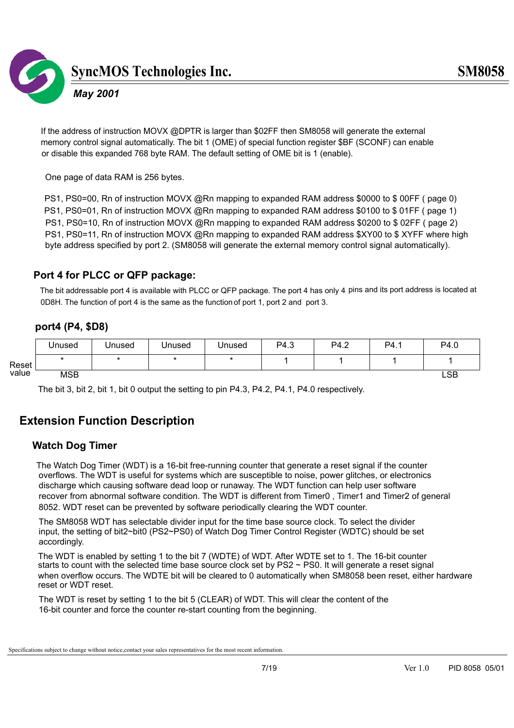If the address of instruction MOVX @DPTR is larger than $02FF then SM8058 will generate the external memory control signal automatically. The bit 1 (OME) of special function register $BF (SCONF) can enable or disable this expanded 768 byte RAM. The default setting of OME bit is 1 (enable).

One page of data RAM is 256 bytes.

PS1, PS0=00, Rn of instruction MOVX @Rn mapping to expanded RAM address $0000 to $ 00FF ( page 0)
PS1, PS0=01, Rn of instruction MOVX @Rn mapping to expanded RAM address $0100 to $ 01FF ( page 1)
PS1, PS0=10, Rn of instruction MOVX @Rn mapping to expanded RAM address $0200 to $ 02FF ( page 2)
PS1, PS0=11, Rn of instruction MOVX @Rn mapping to expanded RAM address $XY00 to $ XYFF where high byte address specified by port 2. (SM8058 will generate the external memory control signal automatically).

### Port 4 for PLCC or QFP package:

The bit addressable port 4 is available with PLCC or QFP package. The port 4 has only 4 pins and its port address is located at 0D8H. The function of port 4 is the same as the function of port 1, port 2 and port 3.

### port4 (P4, $D8)

| | Unused | Unused | Unused | Unused | P4.3 | P4.2 | P4.1 | P4.0 |
|---|---|---|---|---|---|---|---|---|
| Reset value | * | * | * | * | 1 | 1 | 1 | 1 |
| | MSB | | | | | | | LSB |

The bit 3, bit 2, bit 1, bit 0 output the setting to pin P4.3, P4.2, P4.1, P4.0 respectively.

## Extension Function Description

### Watch Dog Timer

The Watch Dog Timer (WDT) is a 16-bit free-running counter that generate a reset signal if the counter overflows. The WDT is useful for systems which are susceptible to noise, power glitches, or electronics discharge which causing software dead loop or runaway. The WDT function can help user software recover from abnormal software condition. The WDT is different from Timer0 , Timer1 and Timer2 of general 8052. WDT reset can be prevented by software periodically clearing the WDT counter.

The SM8058 WDT has selectable divider input for the time base source clock. To select the divider input, the setting of bit2~bit0 (PS2~PS0) of Watch Dog Timer Control Register (WDTC) should be set accordingly.

The WDT is enabled by setting 1 to the bit 7 (WDTE) of WDT. After WDTE set to 1. The 16-bit counter starts to count with the selected time base source clock set by PS2 ~ PS0. It will generate a reset signal when overflow occurs. The WDTE bit will be cleared to 0 automatically when SM8058 been reset, either hardware reset or WDT reset.

The WDT is reset by setting 1 to the bit 5 (CLEAR) of WDT. This will clear the content of the 16-bit counter and force the counter re-start counting from the beginning.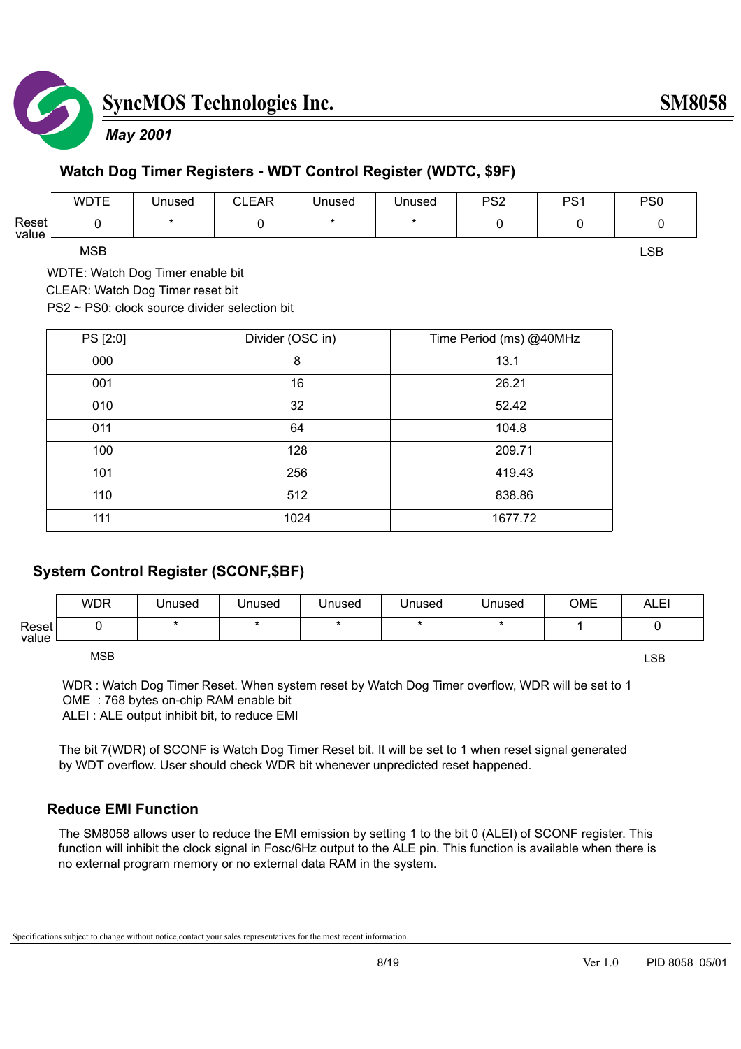## Watch Dog Timer Registers - WDT Control Register (WDTC, $9F)

| | WDTE | Unused | CLEAR | Unused | Unused | PS2 | PS1 | PS0 |
|---|---|---|---|---|---|---|---|---|
| Reset value | 0 | * | 0 | * | * | 0 | 0 | 0 |
| | MSB | | | | | | | LSB |

WDTE: Watch Dog Timer enable bit
CLEAR: Watch Dog Timer reset bit
PS2 ~ PS0: clock source divider selection bit

| PS [2:0] | Divider (OSC in) | Time Period (ms) @40MHz |
|---|---|---|
| 000 | 8 | 13.1 |
| 001 | 16 | 26.21 |
| 010 | 32 | 52.42 |
| 011 | 64 | 104.8 |
| 100 | 128 | 209.71 |
| 101 | 256 | 419.43 |
| 110 | 512 | 838.86 |
| 111 | 1024 | 1677.72 |

## System Control Register (SCONF,$BF)

| | WDR | Unused | Unused | Unused | Unused | Unused | OME | ALEI |
|---|---|---|---|---|---|---|---|---|
| Reset value | 0 | * | * | * | * | * | 1 | 0 |
| | MSB | | | | | | | LSB |

WDR : Watch Dog Timer Reset. When system reset by Watch Dog Timer overflow, WDR will be set to 1
OME : 768 bytes on-chip RAM enable bit
ALEI : ALE output inhibit bit, to reduce EMI

The bit 7(WDR) of SCONF is Watch Dog Timer Reset bit. It will be set to 1 when reset signal generated by WDT overflow. User should check WDR bit whenever unpredicted reset happened.

## Reduce EMI Function

The SM8058 allows user to reduce the EMI emission by setting 1 to the bit 0 (ALEI) of SCONF register. This function will inhibit the clock signal in Fosc/6Hz output to the ALE pin. This function is available when there is no external program memory or no external data RAM in the system.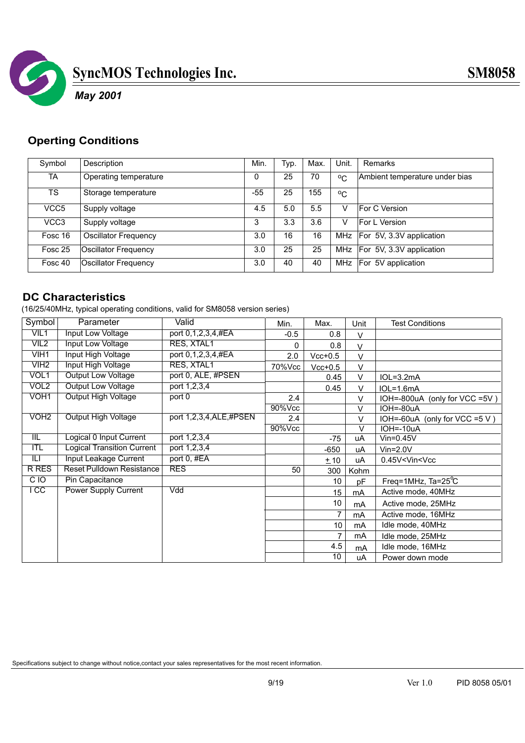## Operting Conditions

| Symbol | Description | Min. | Typ. | Max. | Unit. | Remarks |
|---|---|---|---|---|---|---|
| TA | Operating temperature | 0 | 25 | 70 | °C | Ambient temperature under bias |
| TS | Storage temperature | -55 | 25 | 155 | °C | |
| VCC5 | Supply voltage | 4.5 | 5.0 | 5.5 | V | For C Version |
| VCC3 | Supply voltage | 3 | 3.3 | 3.6 | V | For L Version |
| Fosc 16 | Oscillator Frequency | 3.0 | 16 | 16 | MHz | For 5V, 3.3V application |
| Fosc 25 | Oscillator Frequency | 3.0 | 25 | 25 | MHz | For 5V, 3.3V application |
| Fosc 40 | Oscillator Frequency | 3.0 | 40 | 40 | MHz | For 5V application |

## DC Characteristics

(16/25/40MHz, typical operating conditions, valid for SM8058 version series)

| Symbol | Parameter | Valid | Min. | Max. | Unit | Test Conditions |
|---|---|---|---|---|---|---|
| VIL1 | Input Low Voltage | port 0,1,2,3,4,#EA | -0.5 | 0.8 | V | |
| VIL2 | Input Low Voltage | RES, XTAL1 | 0 | 0.8 | V | |
| VIH1 | Input High Voltage | port 0,1,2,3,4,#EA | 2.0 | Vcc+0.5 | V | |
| VIH2 | Input High Voltage | RES, XTAL1 | 70%Vcc | Vcc+0.5 | V | |
| VOL1 | Output Low Voltage | port 0, ALE, #PSEN | | 0.45 | V | IOL=3.2mA |
| VOL2 | Output Low Voltage | port 1,2,3,4 | | 0.45 | V | IOL=1.6mA |
| VOH1 | Output High Voltage | port 0 | 2.4 | | V | IOH=-800uA (only for VCC =5V ) |
| | | | 90%Vcc | | V | IOH=-80uA |
| VOH2 | Output High Voltage | port 1,2,3,4,ALE,#PSEN | 2.4 | | V | IOH=-60uA (only for VCC =5 V ) |
| | | | 90%Vcc | | V | IOH=-10uA |
| IIL | Logical 0 Input Current | port 1,2,3,4 | | -75 | uA | Vin=0.45V |
| ITL | Logical Transition Current | port 1,2,3,4 | | -650 | uA | Vin=2.0V |
| ILI | Input Leakage Current | port 0, #EA | | ± 10 | uA | 0.45V<Vin<Vcc |
| R RES | Reset Pulldown Resistance | RES | 50 | 300 | Kohm | |
| C IO | Pin Capacitance | | | 10 | pF | Freq=1MHz, Ta=25°C |
| I CC | Power Supply Current | Vdd | | 15 | mA | Active mode, 40MHz |
| | | | | 10 | mA | Active mode, 25MHz |
| | | | | 7 | mA | Active mode, 16MHz |
| | | | | 10 | mA | Idle mode, 40MHz |
| | | | | 7 | mA | Idle mode, 25MHz |
| | | | | 4.5 | mA | Idle mode, 16MHz |
| | | | | 10 | uA | Power down mode |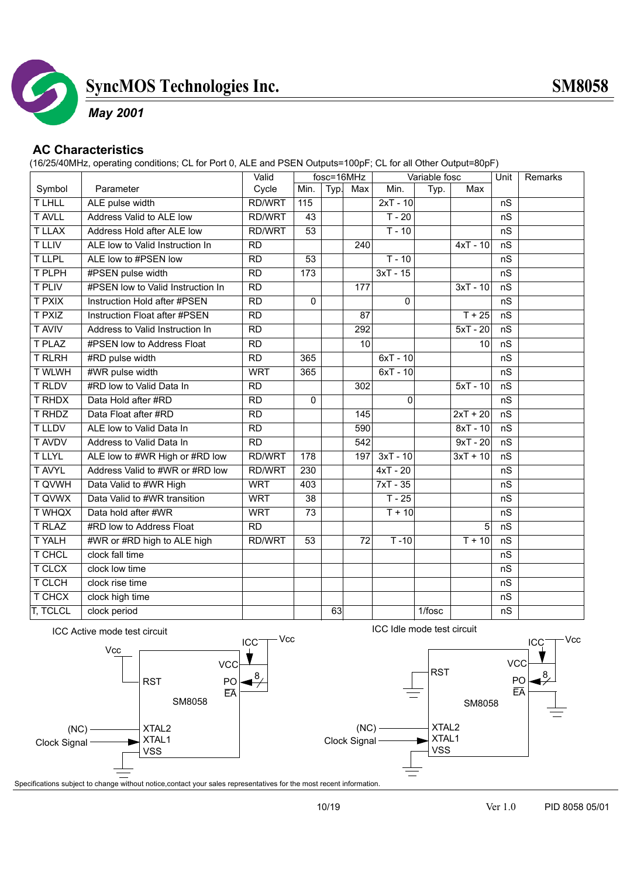## AC Characteristics

(16/25/40MHz, operating conditions; CL for Port 0, ALE and PSEN Outputs=100pF; CL for all Other Output=80pF)

| Symbol | Parameter | Valid Cycle | fosc=16MHz | | | Variable fosc | | | Unit | Remarks |
|---|---|---|---|---|---|---|---|---|---|---|
| | | | Min. | Typ. | Max | Min. | Typ. | Max | | |
| T LHLL | ALE pulse width | RD/WRT | 115 | | | 2xT - 10 | | | nS | |
| T AVLL | Address Valid to ALE low | RD/WRT | 43 | | | T - 20 | | | nS | |
| T LLAX | Address Hold after ALE low | RD/WRT | 53 | | | T - 10 | | | nS | |
| T LLIV | ALE low to Valid Instruction In | RD | | | 240 | | | 4xT - 10 | nS | |
| T LLPL | ALE low to #PSEN low | RD | 53 | | | T - 10 | | | nS | |
| T PLPH | #PSEN pulse width | RD | 173 | | | 3xT - 15 | | | nS | |
| T PLIV | #PSEN low to Valid Instruction In | RD | | | 177 | | | 3xT - 10 | nS | |
| T PXIX | Instruction Hold after #PSEN | RD | 0 | | | 0 | | | nS | |
| T PXIZ | Instruction Float after #PSEN | RD | | | 87 | | | T + 25 | nS | |
| T AVIV | Address to Valid Instruction In | RD | | | 292 | | | 5xT - 20 | nS | |
| T PLAZ | #PSEN low to Address Float | RD | | | 10 | | | 10 | nS | |
| T RLRH | #RD pulse width | RD | 365 | | | 6xT - 10 | | | nS | |
| T WLWH | #WR pulse width | WRT | 365 | | | 6xT - 10 | | | nS | |
| T RLDV | #RD low to Valid Data In | RD | | | 302 | | | 5xT - 10 | nS | |
| T RHDX | Data Hold after #RD | RD | 0 | | | 0 | | | nS | |
| T RHDZ | Data Float after #RD | RD | | | 145 | | | 2xT + 20 | nS | |
| T LLDV | ALE low to Valid Data In | RD | | | 590 | | | 8xT - 10 | nS | |
| T AVDV | Address to Valid Data In | RD | | | 542 | | | 9xT - 20 | nS | |
| T LLYL | ALE low to #WR High or #RD low | RD/WRT | 178 | | 197 | 3xT - 10 | | 3xT + 10 | nS | |
| T AVYL | Address Valid to #WR or #RD low | RD/WRT | 230 | | | 4xT - 20 | | | nS | |
| T QVWH | Data Valid to #WR High | WRT | 403 | | | 7xT - 35 | | | nS | |
| T QVWX | Data Valid to #WR transition | WRT | 38 | | | T - 25 | | | nS | |
| T WHQX | Data hold after #WR | WRT | 73 | | | T + 10 | | | nS | |
| T RLAZ | #RD low to Address Float | RD | | | | | | 5 | nS | |
| T YALH | #WR or #RD high to ALE high | RD/WRT | 53 | | 72 | T -10 | | T + 10 | nS | |
| T CHCL | clock fall time | | | | | | | | nS | |
| T CLCX | clock low time | | | | | | | | nS | |
| T CLCH | clock rise time | | | | | | | | nS | |
| T CHCX | clock high time | | | | | | | | nS | |
| T, TCLCL | clock period | | | 63 | | | 1/fosc | | nS | |

ICC Active mode test circuit

Vcc, ICC, RST, VCC, PO, EA, 8, SM8058, (NC), XTAL2, Clock Signal, XTAL1, VSS

ICC Idle mode test circuit

ICC, Vcc, RST, VCC, PO, EA, 8, SM8058, (NC), XTAL2, Clock Signal, XTAL1, VSS

Specifications subject to change without notice,contact your sales representatives for the most recent information.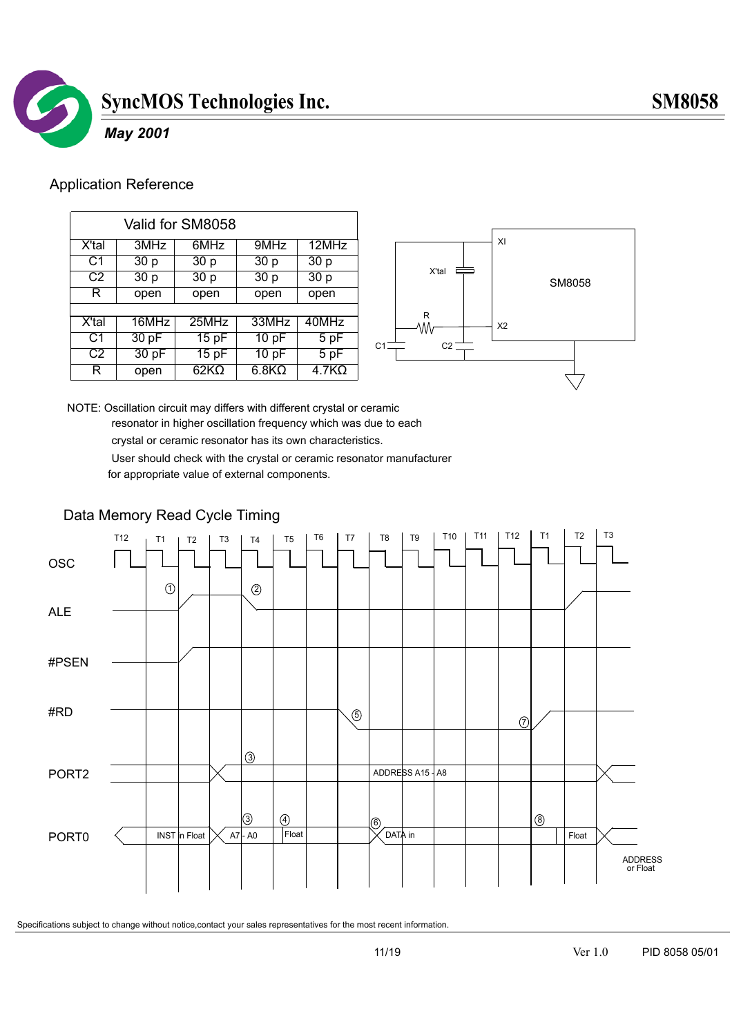## Application Reference

| Valid for SM8058 | | | | |
|---|---|---|---|---|
| X'tal | 3MHz | 6MHz | 9MHz | 12MHz |
| C1 | 30 p | 30 p | 30 p | 30 p |
| C2 | 30 p | 30 p | 30 p | 30 p |
| R | open | open | open | open |
| | | | | |
| X'tal | 16MHz | 25MHz | 33MHz | 40MHz |
| C1 | 30 pF | 15 pF | 10 pF | 5 pF |
| C2 | 30 pF | 15 pF | 10 pF | 5 pF |
| R | open | 62KΩ | 6.8KΩ | 4.7KΩ |

NOTE: Oscillation circuit may differs with different crystal or ceramic resonator in higher oscillation frequency which was due to each crystal or ceramic resonator has its own characteristics.
User should check with the crystal or ceramic resonator manufacturer for appropriate value of external components.

## Data Memory Read Cycle Timing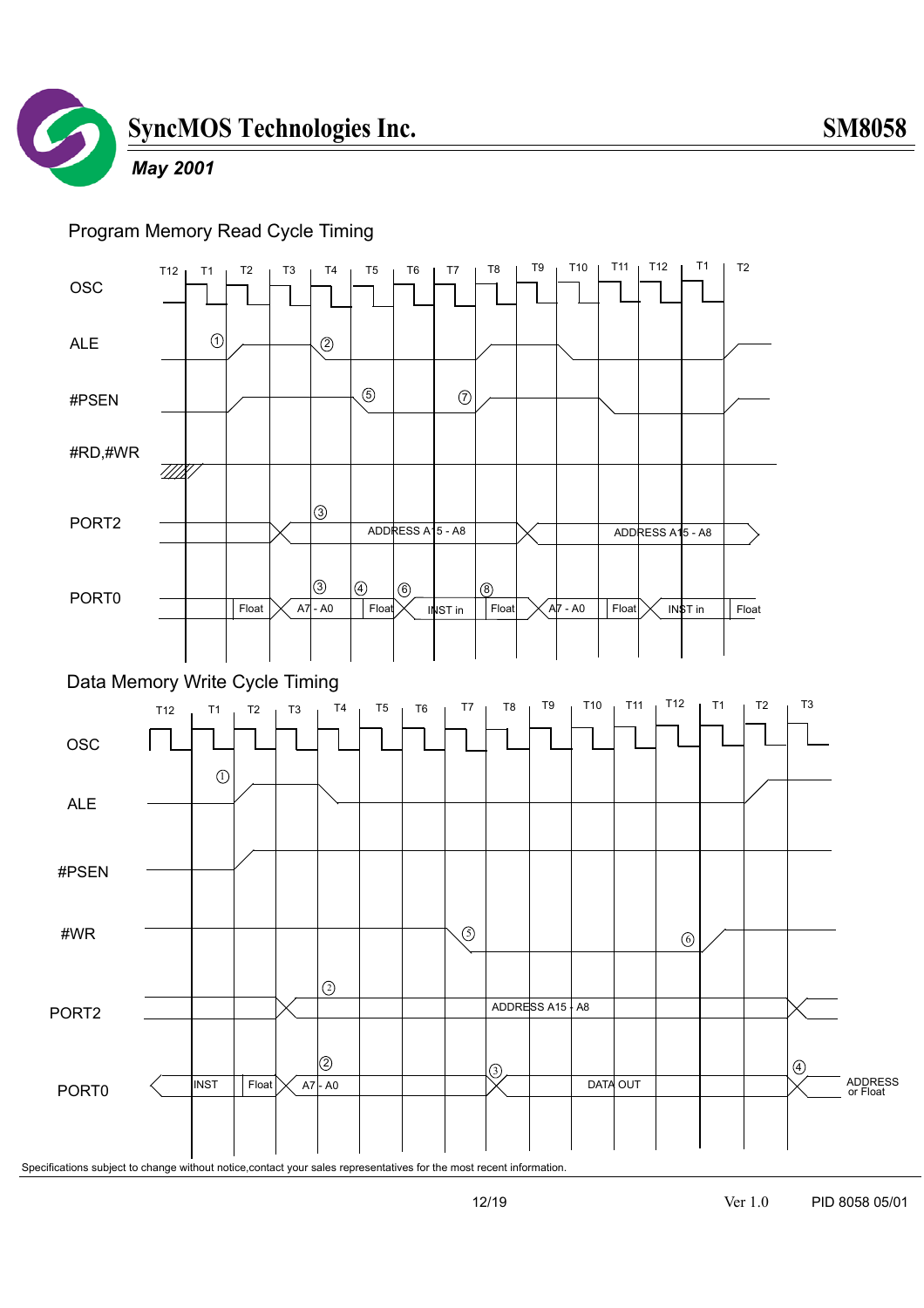## Program Memory Read Cycle Timing

T12 T1 T2 T3 T4 T5 T6 T7 T8 T9 T10 T11 T12 T1 T2

OSC

ALE ① ②

#PSEN ⑤ ⑦

#RD,#WR

PORT2 ③ ADDRESS A15 - A8 ADDRESS A15 - A8

PORT0 Float ③ A7 - A0 ④ Float ⑥ INST in ⑧ Float A7 - A0 Float INST in Float

## Data Memory Write Cycle Timing

T12 T1 T2 T3 T4 T5 T6 T7 T8 T9 T10 T11 T12 T1 T2 T3

OSC

ALE ①

#PSEN

#WR ⑤ ⑥

PORT2 ② ADDRESS A15 - A8

PORT0 INST Float ② A7 - A0 ③ DATA OUT ④ ADDRESS or Float

Specifications subject to change without notice,contact your sales representatives for the most recent information.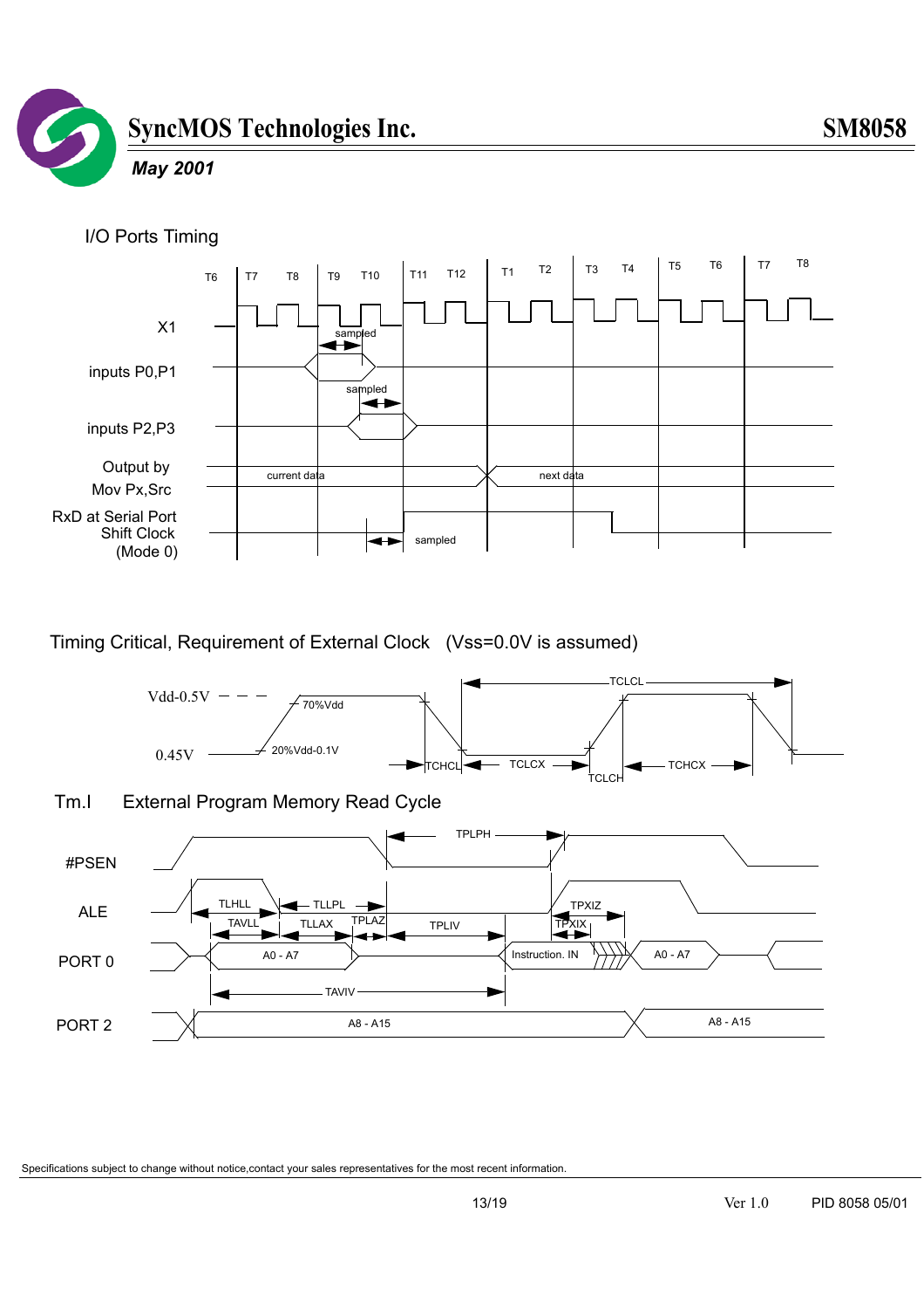## I/O Ports Timing

T6 T7 T8 T9 T10 T11 T12 T1 T2 T3 T4 T5 T6 T7 T8

X1

inputs P0,P1 — sampled

inputs P2,P3 — sampled

Output by Mov Px,Src — current data / next data

RxD at Serial Port Shift Clock (Mode 0) — sampled

## Timing Critical, Requirement of External Clock (Vss=0.0V is assumed)

Vdd-0.5V — 70%Vdd

0.45V — 20%Vdd-0.1V

TCHCL, TCLCX, TCLCH, TCHCX, TCLCL

## Tm.I External Program Memory Read Cycle

#PSEN — TPLPH

ALE — TLHLL, TLLPL, TAVLL, TLLAX, TPLAZ, TPLIV, TPXIZ, TPXIX

PORT 0 — A0 - A7, Instruction. IN, A0 - A7

TAVIV

PORT 2 — A8 - A15, A8 - A15

Specifications subject to change without notice,contact your sales representatives for the most recent information.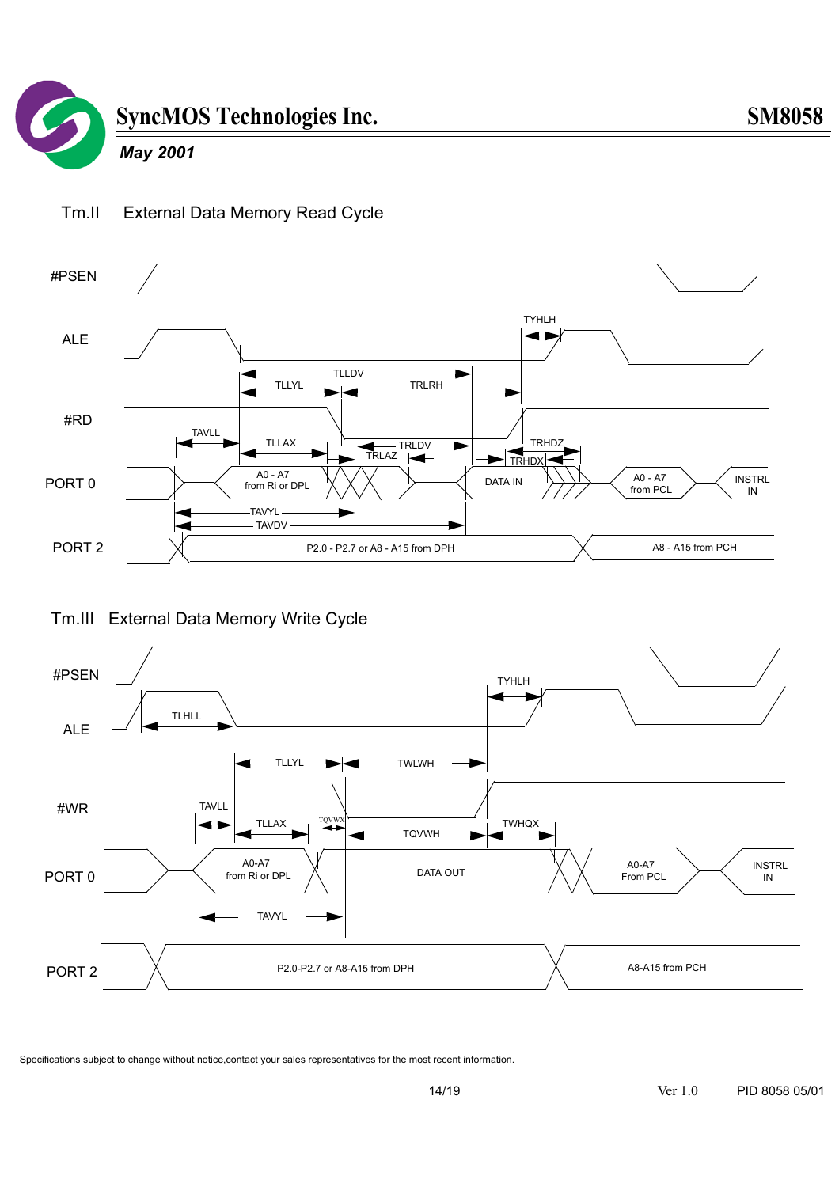## Tm.II External Data Memory Read Cycle

#PSEN

ALE

#RD

PORT 0

PORT 2

TYHLH, TLLDV, TLLYL, TRLRH, TAVLL, TLLAX, TRLDV, TRLAZ, TRHDZ, TRHDX, TAVYL, TAVDV

A0 - A7 from Ri or DPL | DATA IN | A0 - A7 from PCL | INSTRL IN

P2.0 - P2.7 or A8 - A15 from DPH | A8 - A15 from PCH

## Tm.III External Data Memory Write Cycle

#PSEN

ALE

#WR

PORT 0

PORT 2

TYHLH, TLHLL, TLLYL, TWLWH, TAVLL, TLLAX, TQVWX, TQVWH, TWHQX, TAVYL

A0-A7 from Ri or DPL | DATA OUT | A0-A7 From PCL | INSTRL IN

P2.0-P2.7 or A8-A15 from DPH | A8-A15 from PCH

Specifications subject to change without notice,contact your sales representatives for the most recent information.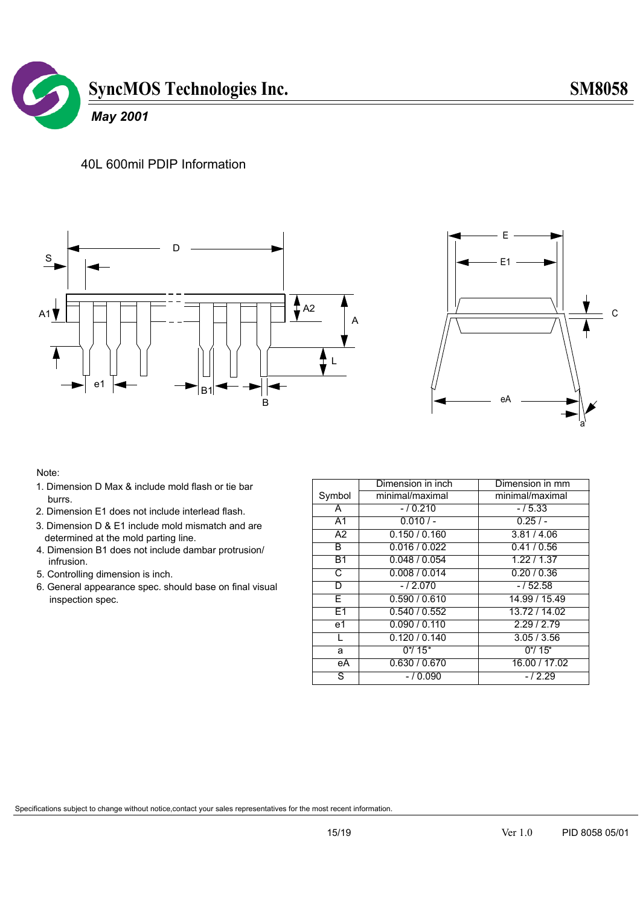## 40L 600mil PDIP Information

Note:

1. Dimension D Max & include mold flash or tie bar burrs.
2. Dimension E1 does not include interlead flash.
3. Dimension D & E1 include mold mismatch and are determined at the mold parting line.
4. Dimension B1 does not include dambar protrusion/ infrusion.
5. Controlling dimension is inch.
6. General appearance spec. should base on final visual inspection spec.

| Symbol | Dimension in inch minimal/maximal | Dimension in mm minimal/maximal |
|---|---|---|
| A | - / 0.210 | - / 5.33 |
| A1 | 0.010 / - | 0.25 / - |
| A2 | 0.150 / 0.160 | 3.81 / 4.06 |
| B | 0.016 / 0.022 | 0.41 / 0.56 |
| B1 | 0.048 / 0.054 | 1.22 / 1.37 |
| C | 0.008 / 0.014 | 0.20 / 0.36 |
| D | - / 2.070 | - / 52.58 |
| E | 0.590 / 0.610 | 14.99 / 15.49 |
| E1 | 0.540 / 0.552 | 13.72 / 14.02 |
| e1 | 0.090 / 0.110 | 2.29 / 2.79 |
| L | 0.120 / 0.140 | 3.05 / 3.56 |
| a | 0°/ 15° | 0°/ 15° |
| eA | 0.630 / 0.670 | 16.00 / 17.02 |
| S | - / 0.090 | - / 2.29 |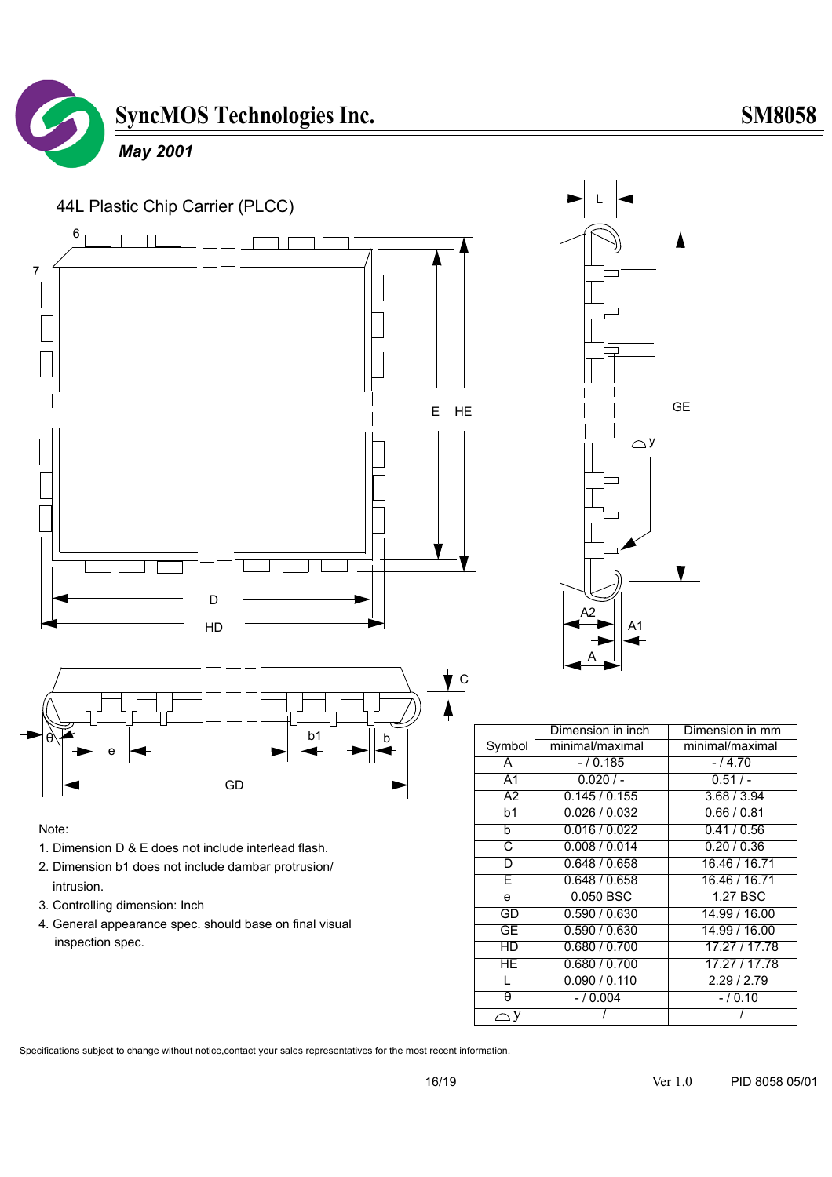## 44L Plastic Chip Carrier (PLCC)

| Symbol | Dimension in inch | Dimension in mm |
|---|---|---|
| | minimal/maximal | minimal/maximal |
| A | - / 0.185 | - / 4.70 |
| A1 | 0.020 / - | 0.51 / - |
| A2 | 0.145 / 0.155 | 3.68 / 3.94 |
| b1 | 0.026 / 0.032 | 0.66 / 0.81 |
| b | 0.016 / 0.022 | 0.41 / 0.56 |
| C | 0.008 / 0.014 | 0.20 / 0.36 |
| D | 0.648 / 0.658 | 16.46 / 16.71 |
| E | 0.648 / 0.658 | 16.46 / 16.71 |
| e | 0.050 BSC | 1.27 BSC |
| GD | 0.590 / 0.630 | 14.99 / 16.00 |
| GE | 0.590 / 0.630 | 14.99 / 16.00 |
| HD | 0.680 / 0.700 | 17.27 / 17.78 |
| HE | 0.680 / 0.700 | 17.27 / 17.78 |
| L | 0.090 / 0.110 | 2.29 / 2.79 |
| θ | - / 0.004 | - / 0.10 |
| ⌓y | / | / |

Note:

1. Dimension D & E does not include interlead flash.
2. Dimension b1 does not include dambar protrusion/ intrusion.
3. Controlling dimension: Inch
4. General appearance spec. should base on final visual inspection spec.

Specifications subject to change without notice,contact your sales representatives for the most recent information.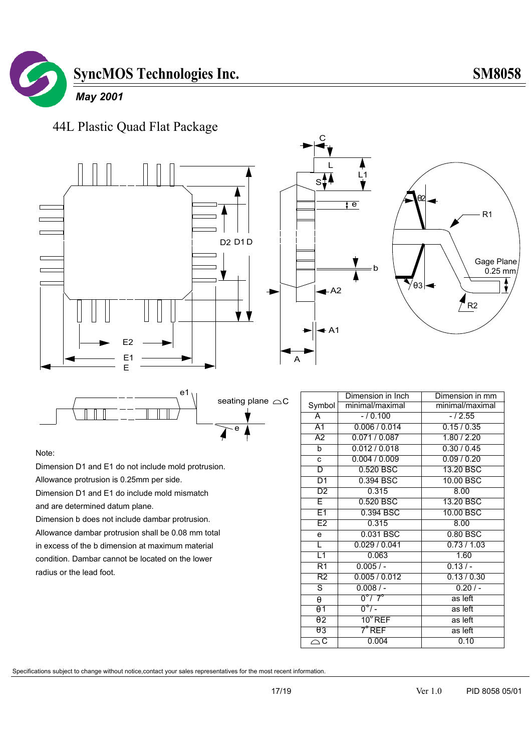# 44L Plastic Quad Flat Package

Note:

Dimension D1 and E1 do not include mold protrusion.
Allowance protrusion is 0.25mm per side.
Dimension D1 and E1 do include mold mismatch and are determined datum plane.
Dimension b does not include dambar protrusion.
Allowance dambar protrusion shall be 0.08 mm total in excess of the b dimension at maximum material condition. Dambar cannot be located on the lower radius or the lead foot.

| Symbol | Dimension in Inch minimal/maximal | Dimension in mm minimal/maximal |
|---|---|---|
| A | - / 0.100 | - / 2.55 |
| A1 | 0.006 / 0.014 | 0.15 / 0.35 |
| A2 | 0.071 / 0.087 | 1.80 / 2.20 |
| b | 0.012 / 0.018 | 0.30 / 0.45 |
| c | 0.004 / 0.009 | 0.09 / 0.20 |
| D | 0.520 BSC | 13.20 BSC |
| D1 | 0.394 BSC | 10.00 BSC |
| D2 | 0.315 | 8.00 |
| E | 0.520 BSC | 13.20 BSC |
| E1 | 0.394 BSC | 10.00 BSC |
| E2 | 0.315 | 8.00 |
| e | 0.031 BSC | 0.80 BSC |
| L | 0.029 / 0.041 | 0.73 / 1.03 |
| L1 | 0.063 | 1.60 |
| R1 | 0.005 / - | 0.13 / - |
| R2 | 0.005 / 0.012 | 0.13 / 0.30 |
| S | 0.008 / - | 0.20 / - |
| θ | 0° / 7° | as left |
| θ1 | 0° / - | as left |
| θ2 | 10° REF | as left |
| θ3 | 7° REF | as left |
| ⌓C | 0.004 | 0.10 |

Specifications subject to change without notice,contact your sales representatives for the most recent information.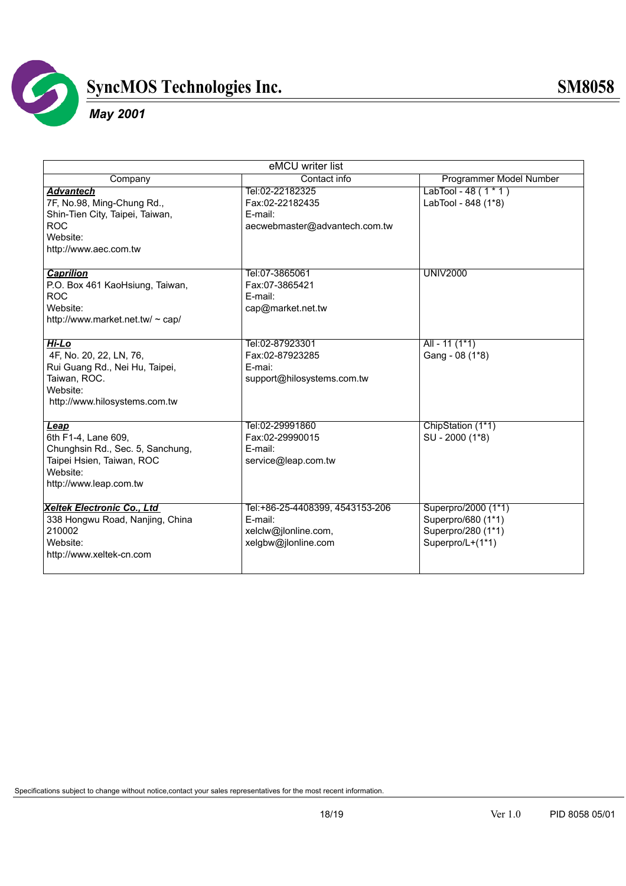| eMCU writer list | | |
|---|---|---|
| Company | Contact info | Programmer Model Number |
| ***Advantech***<br>7F, No.98, Ming-Chung Rd.,<br>Shin-Tien City, Taipei, Taiwan,<br>ROC<br>Website:<br>http://www.aec.com.tw | Tel:02-22182325<br>Fax:02-22182435<br>E-mail:<br>aecwebmaster@advantech.com.tw | LabTool - 48 ( 1 * 1 )<br>LabTool - 848 (1*8) |
| ***Caprilion***<br>P.O. Box 461 KaoHsiung, Taiwan,<br>ROC<br>Website:<br>http://www.market.net.tw/ ~ cap/ | Tel:07-3865061<br>Fax:07-3865421<br>E-mail:<br>cap@market.net.tw | UNIV2000 |
| ***Hi-Lo***<br>4F, No. 20, 22, LN, 76,<br>Rui Guang Rd., Nei Hu, Taipei,<br>Taiwan, ROC.<br>Website:<br>http://www.hilosystems.com.tw | Tel:02-87923301<br>Fax:02-87923285<br>E-mai:<br>support@hilosystems.com.tw | All - 11 (1*1)<br>Gang - 08 (1*8) |
| ***Leap***<br>6th F1-4, Lane 609,<br>Chunghsin Rd., Sec. 5, Sanchung,<br>Taipei Hsien, Taiwan, ROC<br>Website:<br>http://www.leap.com.tw | Tel:02-29991860<br>Fax:02-29990015<br>E-mail:<br>service@leap.com.tw | ChipStation (1*1)<br>SU - 2000 (1*8) |
| ***Xeltek Electronic Co., Ltd***<br>338 Hongwu Road, Nanjing, China<br>210002<br>Website:<br>http://www.xeltek-cn.com | Tel:+86-25-4408399, 4543153-206<br>E-mail:<br>xelclw@jlonline.com,<br>xelgbw@jlonline.com | Superpro/2000 (1*1)<br>Superpro/680 (1*1)<br>Superpro/280 (1*1)<br>Superpro/L+(1*1) |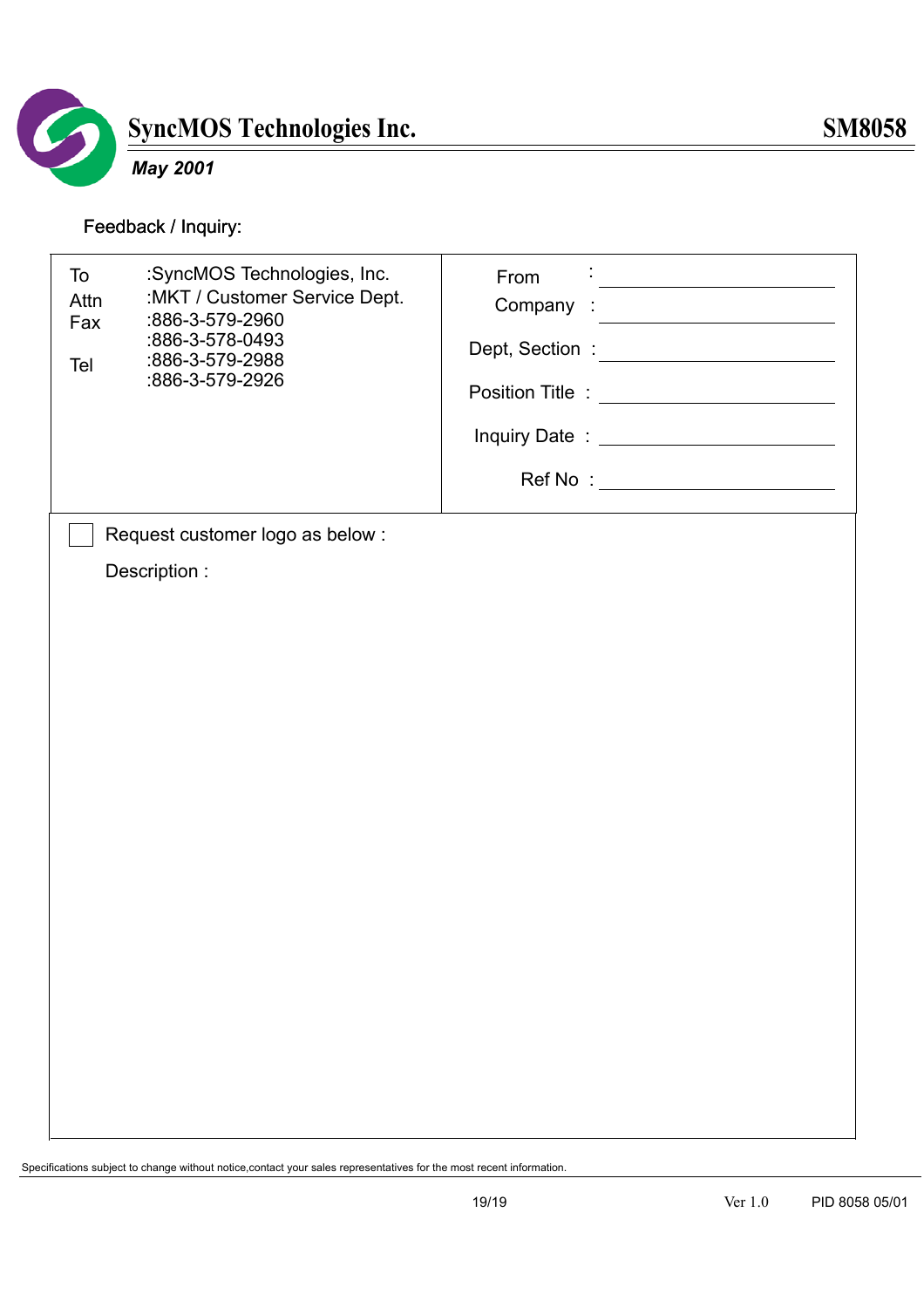Feedback / Inquiry:

| | |
|---|---|
| To :SyncMOS Technologies, Inc.<br>Attn :MKT / Customer Service Dept.<br>Fax :886-3-579-2960<br>:886-3-578-0493<br>Tel :886-3-579-2988<br>:886-3-579-2926 | From : \_\_\_\_\_\_\_\_\_\_\_\_\_\_\_\_<br>Company : \_\_\_\_\_\_\_\_\_\_\_\_\_\_\_\_<br>Dept, Section : \_\_\_\_\_\_\_\_\_\_\_\_\_\_\_\_<br>Position Title : \_\_\_\_\_\_\_\_\_\_\_\_\_\_\_\_<br>Inquiry Date : \_\_\_\_\_\_\_\_\_\_\_\_\_\_\_\_<br>Ref No : \_\_\_\_\_\_\_\_\_\_\_\_\_\_\_\_ |

☐ Request customer logo as below :

Description :

Specifications subject to change without notice,contact your sales representatives for the most recent information.